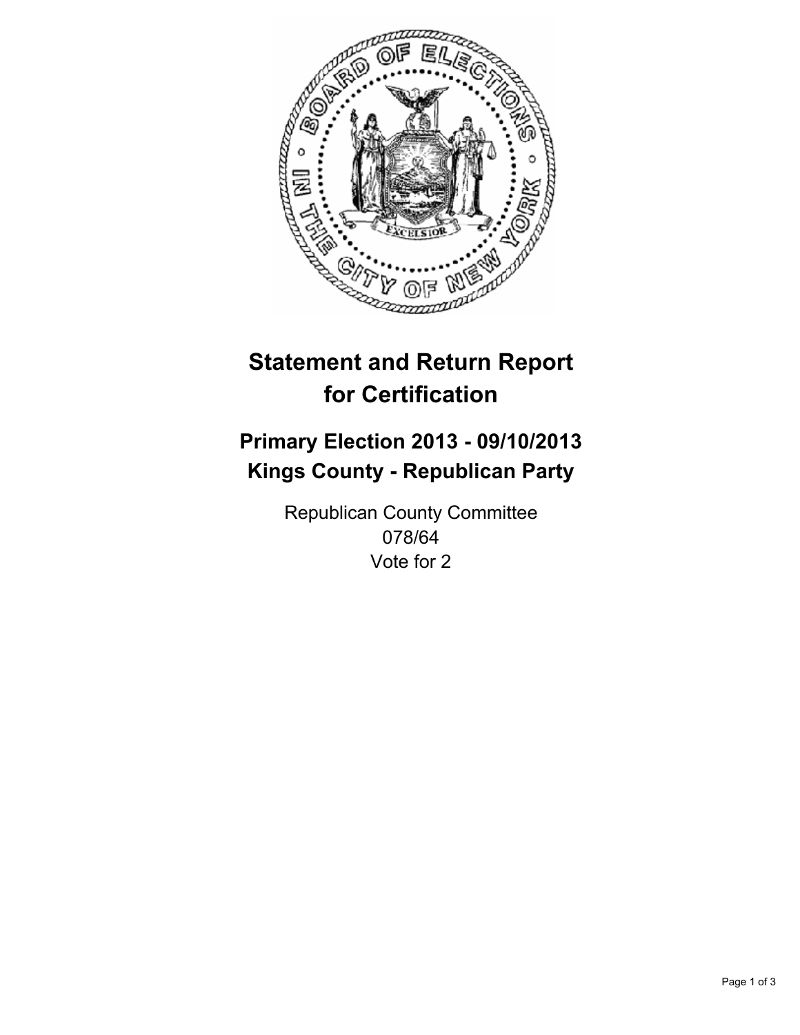# Statement and Return Report for Certification

## Primary Election 2013 - 09/10/2013
## Kings County - Republican Party

Republican County Committee
078/64
Vote for 2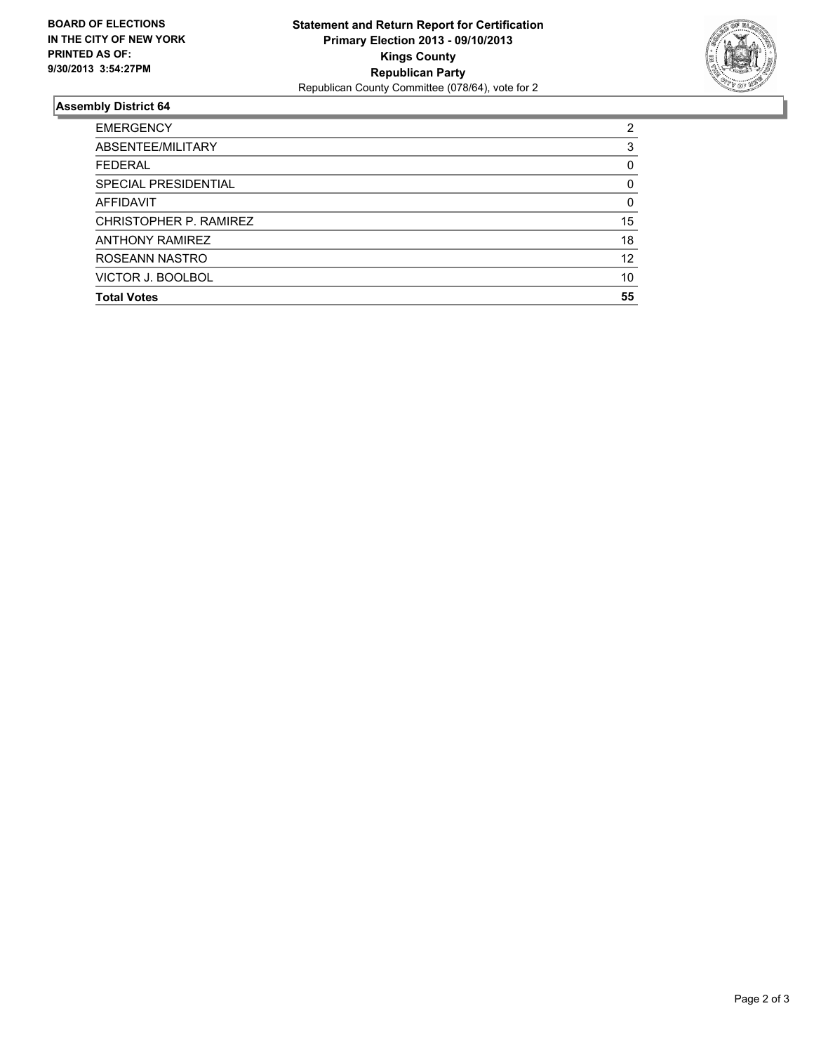**BOARD OF ELECTIONS IN THE CITY OF NEW YORK PRINTED AS OF: 9/30/2013 3:54:27PM**

**Statement and Return Report for Certification**
**Primary Election 2013 - 09/10/2013**
**Kings County**
**Republican Party**
Republican County Committee (078/64), vote for 2

## Assembly District 64

| | |
|---|---|
| EMERGENCY | 2 |
| ABSENTEE/MILITARY | 3 |
| FEDERAL | 0 |
| SPECIAL PRESIDENTIAL | 0 |
| AFFIDAVIT | 0 |
| CHRISTOPHER P. RAMIREZ | 15 |
| ANTHONY RAMIREZ | 18 |
| ROSEANN NASTRO | 12 |
| VICTOR J. BOOLBOL | 10 |
| **Total Votes** | **55** |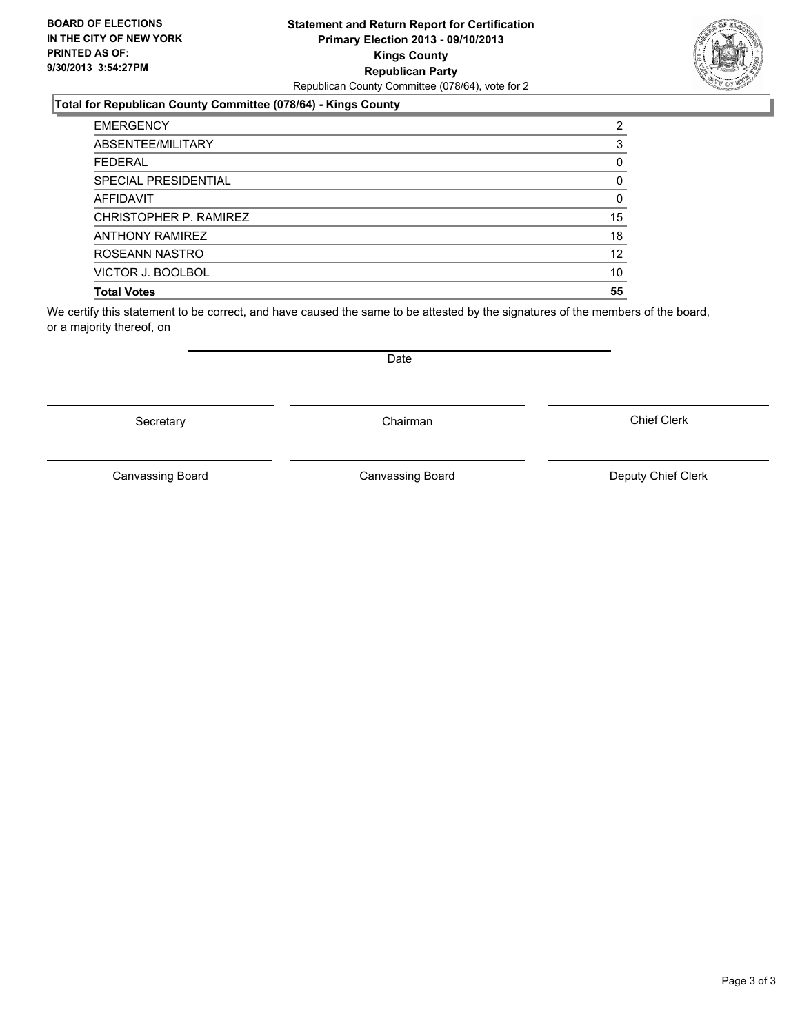**BOARD OF ELECTIONS IN THE CITY OF NEW YORK PRINTED AS OF: 9/30/2013 3:54:27PM**

**Statement and Return Report for Certification Primary Election 2013 - 09/10/2013 Kings County Republican Party**

Republican County Committee (078/64), vote for 2

### Total for Republican County Committee (078/64) - Kings County

| | |
|---|---|
| EMERGENCY | 2 |
| ABSENTEE/MILITARY | 3 |
| FEDERAL | 0 |
| SPECIAL PRESIDENTIAL | 0 |
| AFFIDAVIT | 0 |
| CHRISTOPHER P. RAMIREZ | 15 |
| ANTHONY RAMIREZ | 18 |
| ROSEANN NASTRO | 12 |
| VICTOR J. BOOLBOL | 10 |
| **Total Votes** | **55** |

We certify this statement to be correct, and have caused the same to be attested by the signatures of the members of the board, or a majority thereof, on

Date

Secretary

Chairman

Chief Clerk

Canvassing Board

Canvassing Board

Deputy Chief Clerk